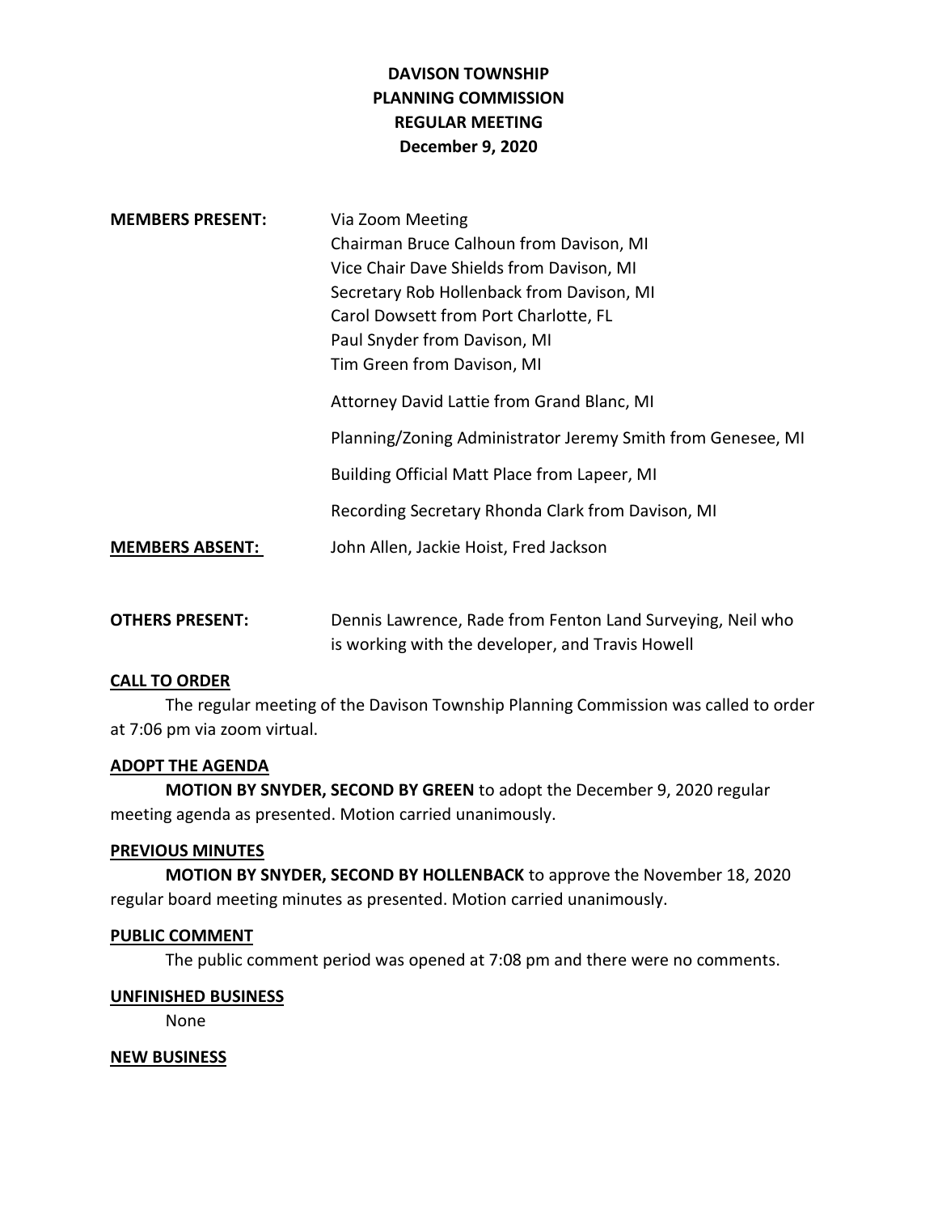# DAVISON TOWNSHIP
# PLANNING COMMISSION
# REGULAR MEETING
# December 9, 2020

**MEMBERS PRESENT:** Via Zoom Meeting
Chairman Bruce Calhoun from Davison, MI
Vice Chair Dave Shields from Davison, MI
Secretary Rob Hollenback from Davison, MI
Carol Dowsett from Port Charlotte, FL
Paul Snyder from Davison, MI
Tim Green from Davison, MI

Attorney David Lattie from Grand Blanc, MI

Planning/Zoning Administrator Jeremy Smith from Genesee, MI

Building Official Matt Place from Lapeer, MI

Recording Secretary Rhonda Clark from Davison, MI

**MEMBERS ABSENT:** John Allen, Jackie Hoist, Fred Jackson

**OTHERS PRESENT:** Dennis Lawrence, Rade from Fenton Land Surveying, Neil who is working with the developer, and Travis Howell

## CALL TO ORDER

The regular meeting of the Davison Township Planning Commission was called to order at 7:06 pm via zoom virtual.

## ADOPT THE AGENDA

**MOTION BY SNYDER, SECOND BY GREEN** to adopt the December 9, 2020 regular meeting agenda as presented. Motion carried unanimously.

## PREVIOUS MINUTES

**MOTION BY SNYDER, SECOND BY HOLLENBACK** to approve the November 18, 2020 regular board meeting minutes as presented. Motion carried unanimously.

## PUBLIC COMMENT

The public comment period was opened at 7:08 pm and there were no comments.

## UNFINISHED BUSINESS

None

## NEW BUSINESS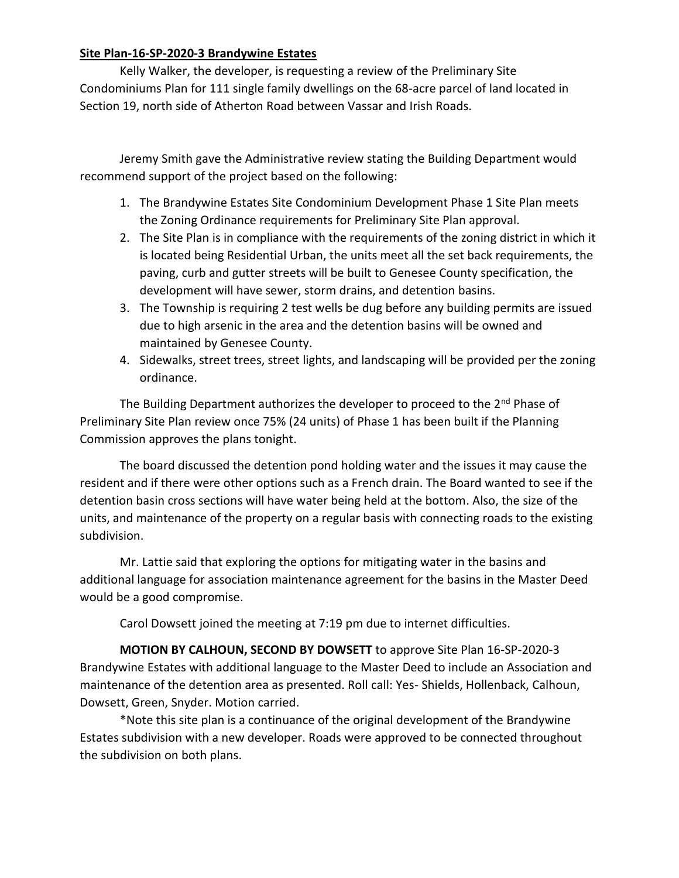**Site Plan-16-SP-2020-3 Brandywine Estates**

Kelly Walker, the developer, is requesting a review of the Preliminary Site Condominiums Plan for 111 single family dwellings on the 68-acre parcel of land located in Section 19, north side of Atherton Road between Vassar and Irish Roads.

Jeremy Smith gave the Administrative review stating the Building Department would recommend support of the project based on the following:

1. The Brandywine Estates Site Condominium Development Phase 1 Site Plan meets the Zoning Ordinance requirements for Preliminary Site Plan approval.
2. The Site Plan is in compliance with the requirements of the zoning district in which it is located being Residential Urban, the units meet all the set back requirements, the paving, curb and gutter streets will be built to Genesee County specification, the development will have sewer, storm drains, and detention basins.
3. The Township is requiring 2 test wells be dug before any building permits are issued due to high arsenic in the area and the detention basins will be owned and maintained by Genesee County.
4. Sidewalks, street trees, street lights, and landscaping will be provided per the zoning ordinance.

The Building Department authorizes the developer to proceed to the 2nd Phase of Preliminary Site Plan review once 75% (24 units) of Phase 1 has been built if the Planning Commission approves the plans tonight.

The board discussed the detention pond holding water and the issues it may cause the resident and if there were other options such as a French drain. The Board wanted to see if the detention basin cross sections will have water being held at the bottom. Also, the size of the units, and maintenance of the property on a regular basis with connecting roads to the existing subdivision.

Mr. Lattie said that exploring the options for mitigating water in the basins and additional language for association maintenance agreement for the basins in the Master Deed would be a good compromise.

Carol Dowsett joined the meeting at 7:19 pm due to internet difficulties.

**MOTION BY CALHOUN, SECOND BY DOWSETT** to approve Site Plan 16-SP-2020-3 Brandywine Estates with additional language to the Master Deed to include an Association and maintenance of the detention area as presented. Roll call: Yes- Shields, Hollenback, Calhoun, Dowsett, Green, Snyder. Motion carried.

*Note this site plan is a continuance of the original development of the Brandywine Estates subdivision with a new developer. Roads were approved to be connected throughout the subdivision on both plans.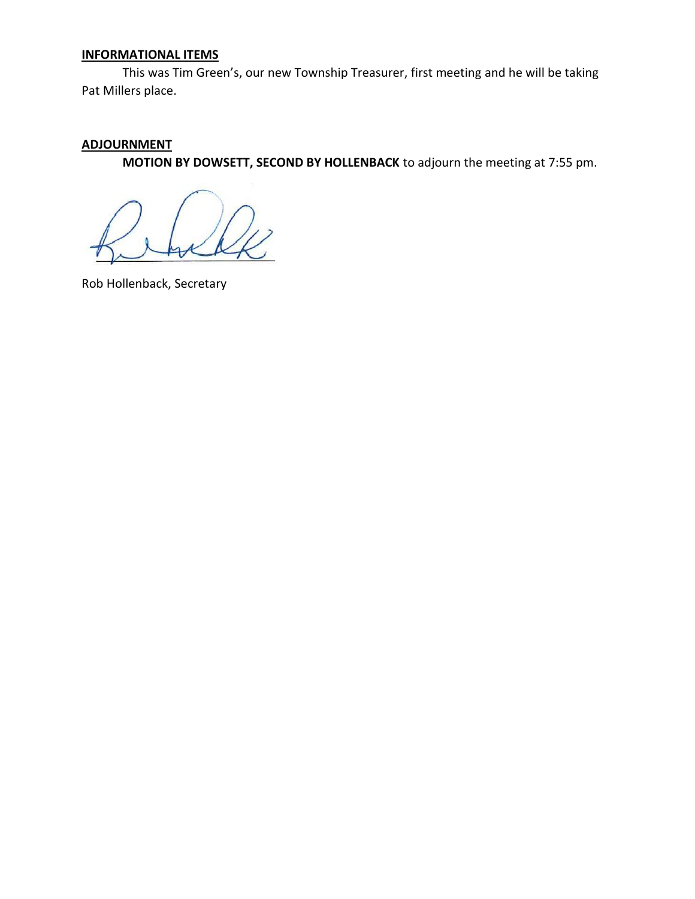**INFORMATIONAL ITEMS**

This was Tim Green's, our new Township Treasurer, first meeting and he will be taking Pat Millers place.

**ADJOURNMENT**

**MOTION BY DOWSETT, SECOND BY HOLLENBACK** to adjourn the meeting at 7:55 pm.

Rob Hollenback, Secretary